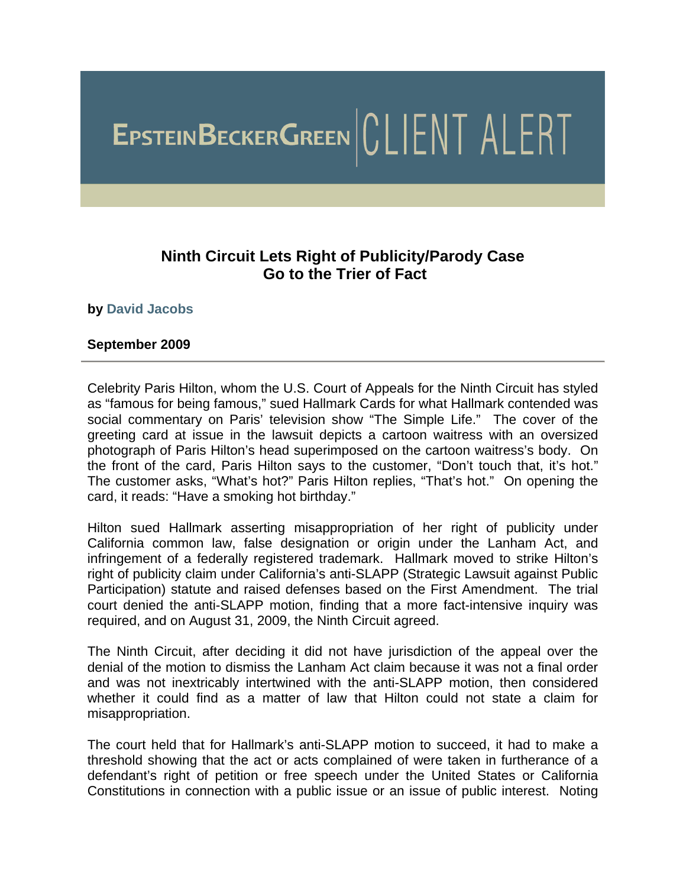# EpsteinBeckerGreen | CLIENT ALERT

## Ninth Circuit Lets Right of Publicity/Parody Case Go to the Trier of Fact

**by David Jacobs**

**September 2009**

---

Celebrity Paris Hilton, whom the U.S. Court of Appeals for the Ninth Circuit has styled as "famous for being famous," sued Hallmark Cards for what Hallmark contended was social commentary on Paris' television show "The Simple Life." The cover of the greeting card at issue in the lawsuit depicts a cartoon waitress with an oversized photograph of Paris Hilton's head superimposed on the cartoon waitress's body. On the front of the card, Paris Hilton says to the customer, "Don't touch that, it's hot." The customer asks, "What's hot?" Paris Hilton replies, "That's hot." On opening the card, it reads: "Have a smoking hot birthday."

Hilton sued Hallmark asserting misappropriation of her right of publicity under California common law, false designation or origin under the Lanham Act, and infringement of a federally registered trademark. Hallmark moved to strike Hilton's right of publicity claim under California's anti-SLAPP (Strategic Lawsuit against Public Participation) statute and raised defenses based on the First Amendment. The trial court denied the anti-SLAPP motion, finding that a more fact-intensive inquiry was required, and on August 31, 2009, the Ninth Circuit agreed.

The Ninth Circuit, after deciding it did not have jurisdiction of the appeal over the denial of the motion to dismiss the Lanham Act claim because it was not a final order and was not inextricably intertwined with the anti-SLAPP motion, then considered whether it could find as a matter of law that Hilton could not state a claim for misappropriation.

The court held that for Hallmark's anti-SLAPP motion to succeed, it had to make a threshold showing that the act or acts complained of were taken in furtherance of a defendant's right of petition or free speech under the United States or California Constitutions in connection with a public issue or an issue of public interest. Noting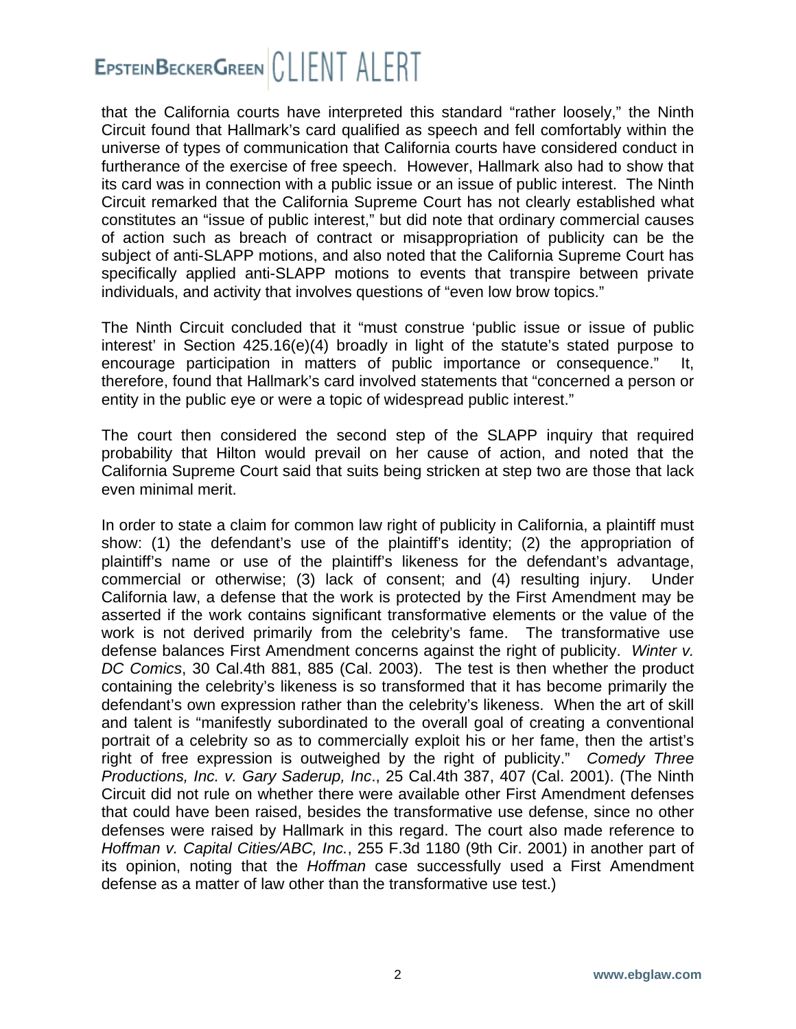that the California courts have interpreted this standard "rather loosely," the Ninth Circuit found that Hallmark's card qualified as speech and fell comfortably within the universe of types of communication that California courts have considered conduct in furtherance of the exercise of free speech. However, Hallmark also had to show that its card was in connection with a public issue or an issue of public interest. The Ninth Circuit remarked that the California Supreme Court has not clearly established what constitutes an "issue of public interest," but did note that ordinary commercial causes of action such as breach of contract or misappropriation of publicity can be the subject of anti-SLAPP motions, and also noted that the California Supreme Court has specifically applied anti-SLAPP motions to events that transpire between private individuals, and activity that involves questions of "even low brow topics."

The Ninth Circuit concluded that it "must construe 'public issue or issue of public interest' in Section 425.16(e)(4) broadly in light of the statute's stated purpose to encourage participation in matters of public importance or consequence." It, therefore, found that Hallmark's card involved statements that "concerned a person or entity in the public eye or were a topic of widespread public interest."

The court then considered the second step of the SLAPP inquiry that required probability that Hilton would prevail on her cause of action, and noted that the California Supreme Court said that suits being stricken at step two are those that lack even minimal merit.

In order to state a claim for common law right of publicity in California, a plaintiff must show: (1) the defendant's use of the plaintiff's identity; (2) the appropriation of plaintiff's name or use of the plaintiff's likeness for the defendant's advantage, commercial or otherwise; (3) lack of consent; and (4) resulting injury. Under California law, a defense that the work is protected by the First Amendment may be asserted if the work contains significant transformative elements or the value of the work is not derived primarily from the celebrity's fame. The transformative use defense balances First Amendment concerns against the right of publicity. *Winter v. DC Comics*, 30 Cal.4th 881, 885 (Cal. 2003). The test is then whether the product containing the celebrity's likeness is so transformed that it has become primarily the defendant's own expression rather than the celebrity's likeness. When the art of skill and talent is "manifestly subordinated to the overall goal of creating a conventional portrait of a celebrity so as to commercially exploit his or her fame, then the artist's right of free expression is outweighed by the right of publicity." *Comedy Three Productions, Inc. v. Gary Saderup, Inc*., 25 Cal.4th 387, 407 (Cal. 2001). (The Ninth Circuit did not rule on whether there were available other First Amendment defenses that could have been raised, besides the transformative use defense, since no other defenses were raised by Hallmark in this regard. The court also made reference to *Hoffman v. Capital Cities/ABC, Inc.*, 255 F.3d 1180 (9th Cir. 2001) in another part of its opinion, noting that the *Hoffman* case successfully used a First Amendment defense as a matter of law other than the transformative use test.)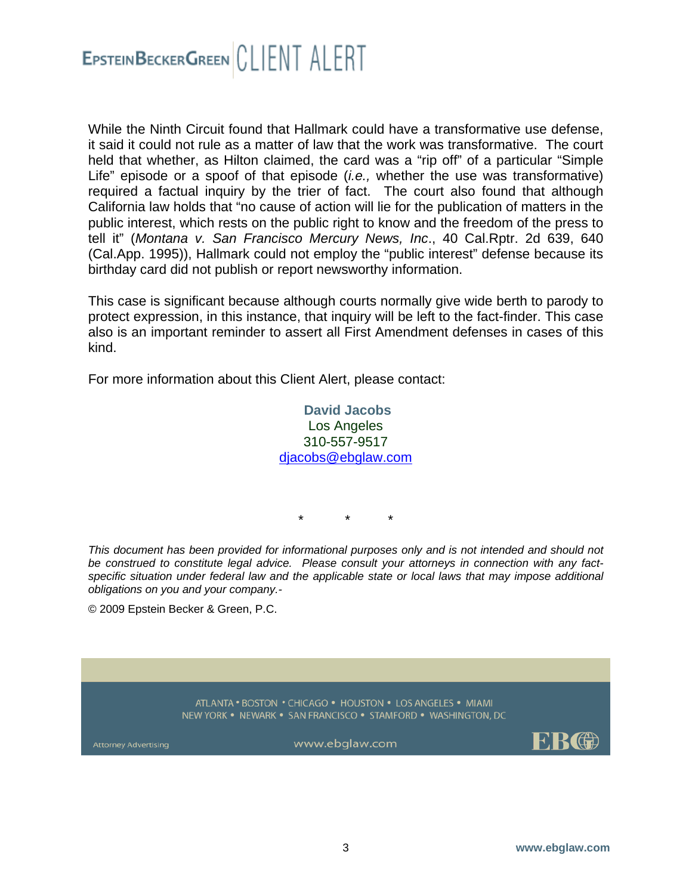While the Ninth Circuit found that Hallmark could have a transformative use defense, it said it could not rule as a matter of law that the work was transformative. The court held that whether, as Hilton claimed, the card was a "rip off" of a particular "Simple Life" episode or a spoof of that episode (*i.e.,* whether the use was transformative) required a factual inquiry by the trier of fact. The court also found that although California law holds that "no cause of action will lie for the publication of matters in the public interest, which rests on the public right to know and the freedom of the press to tell it" (*Montana v. San Francisco Mercury News, Inc*., 40 Cal.Rptr. 2d 639, 640 (Cal.App. 1995)), Hallmark could not employ the "public interest" defense because its birthday card did not publish or report newsworthy information.

This case is significant because although courts normally give wide berth to parody to protect expression, in this instance, that inquiry will be left to the fact-finder. This case also is an important reminder to assert all First Amendment defenses in cases of this kind.

For more information about this Client Alert, please contact:

**David Jacobs**
Los Angeles
310-557-9517
djacobs@ebglaw.com

\* \* \*

*This document has been provided for informational purposes only and is not intended and should not be construed to constitute legal advice. Please consult your attorneys in connection with any fact-specific situation under federal law and the applicable state or local laws that may impose additional obligations on you and your company.-*

© 2009 Epstein Becker & Green, P.C.

ATLANTA • BOSTON • CHICAGO • HOUSTON • LOS ANGELES • MIAMI
NEW YORK • NEWARK • SAN FRANCISCO • STAMFORD • WASHINGTON, DC

Attorney Advertising

www.ebglaw.com